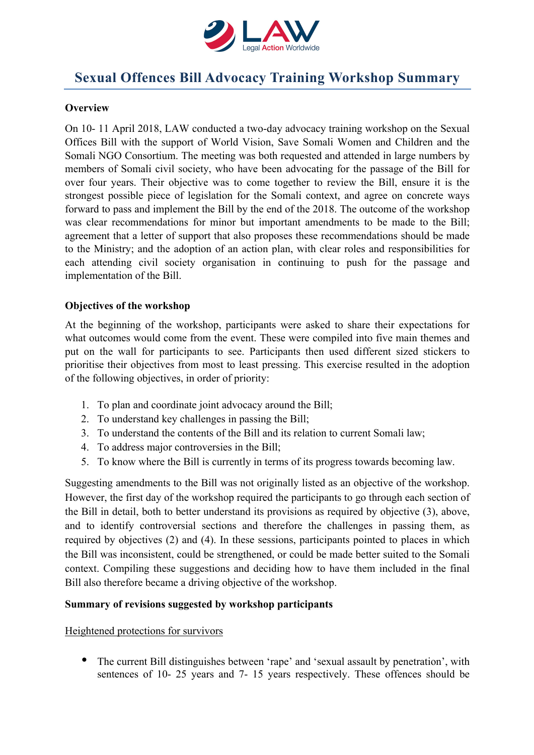# Sexual Offences Bill Advocacy Training Workshop Summary

**Overview**

On 10- 11 April 2018, LAW conducted a two-day advocacy training workshop on the Sexual Offices Bill with the support of World Vision, Save Somali Women and Children and the Somali NGO Consortium. The meeting was both requested and attended in large numbers by members of Somali civil society, who have been advocating for the passage of the Bill for over four years. Their objective was to come together to review the Bill, ensure it is the strongest possible piece of legislation for the Somali context, and agree on concrete ways forward to pass and implement the Bill by the end of the 2018. The outcome of the workshop was clear recommendations for minor but important amendments to be made to the Bill; agreement that a letter of support that also proposes these recommendations should be made to the Ministry; and the adoption of an action plan, with clear roles and responsibilities for each attending civil society organisation in continuing to push for the passage and implementation of the Bill.

**Objectives of the workshop**

At the beginning of the workshop, participants were asked to share their expectations for what outcomes would come from the event. These were compiled into five main themes and put on the wall for participants to see. Participants then used different sized stickers to prioritise their objectives from most to least pressing. This exercise resulted in the adoption of the following objectives, in order of priority:

1. To plan and coordinate joint advocacy around the Bill;
2. To understand key challenges in passing the Bill;
3. To understand the contents of the Bill and its relation to current Somali law;
4. To address major controversies in the Bill;
5. To know where the Bill is currently in terms of its progress towards becoming law.

Suggesting amendments to the Bill was not originally listed as an objective of the workshop. However, the first day of the workshop required the participants to go through each section of the Bill in detail, both to better understand its provisions as required by objective (3), above, and to identify controversial sections and therefore the challenges in passing them, as required by objectives (2) and (4). In these sessions, participants pointed to places in which the Bill was inconsistent, could be strengthened, or could be made better suited to the Somali context. Compiling these suggestions and deciding how to have them included in the final Bill also therefore became a driving objective of the workshop.

**Summary of revisions suggested by workshop participants**

<u>Heightened protections for survivors</u>

- The current Bill distinguishes between 'rape' and 'sexual assault by penetration', with sentences of 10- 25 years and 7- 15 years respectively. These offences should be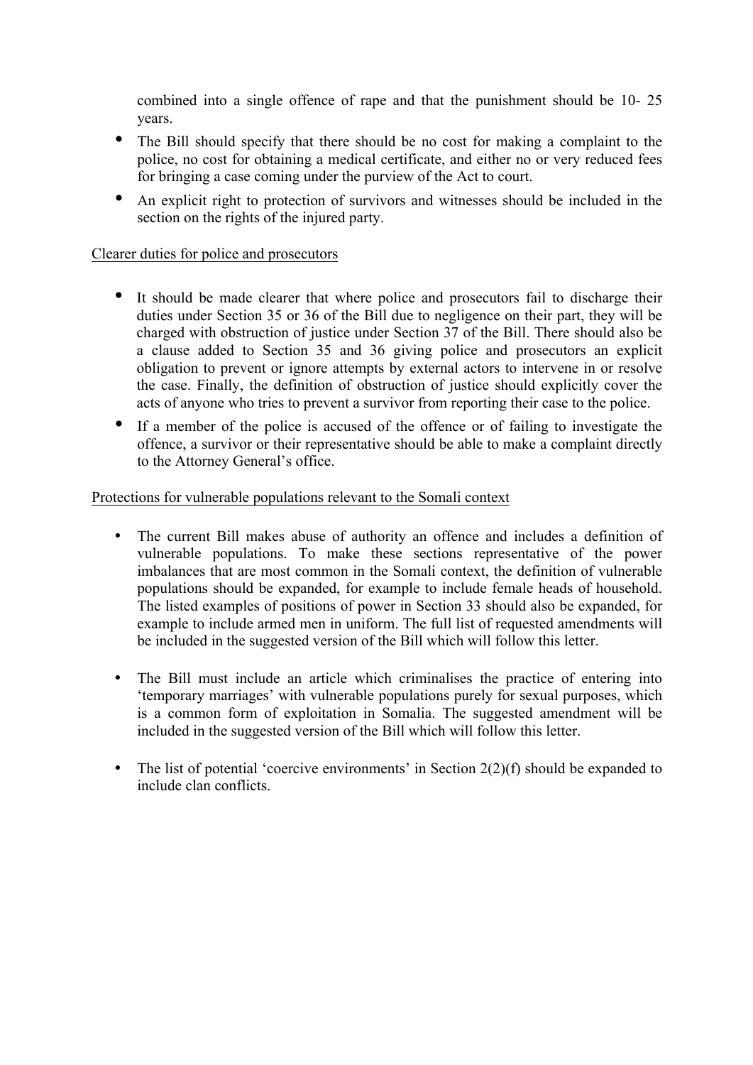combined into a single offence of rape and that the punishment should be 10- 25 years.

- The Bill should specify that there should be no cost for making a complaint to the police, no cost for obtaining a medical certificate, and either no or very reduced fees for bringing a case coming under the purview of the Act to court.
- An explicit right to protection of survivors and witnesses should be included in the section on the rights of the injured party.

<u>Clearer duties for police and prosecutors</u>

- It should be made clearer that where police and prosecutors fail to discharge their duties under Section 35 or 36 of the Bill due to negligence on their part, they will be charged with obstruction of justice under Section 37 of the Bill. There should also be a clause added to Section 35 and 36 giving police and prosecutors an explicit obligation to prevent or ignore attempts by external actors to intervene in or resolve the case. Finally, the definition of obstruction of justice should explicitly cover the acts of anyone who tries to prevent a survivor from reporting their case to the police.
- If a member of the police is accused of the offence or of failing to investigate the offence, a survivor or their representative should be able to make a complaint directly to the Attorney General's office.

<u>Protections for vulnerable populations relevant to the Somali context</u>

- The current Bill makes abuse of authority an offence and includes a definition of vulnerable populations. To make these sections representative of the power imbalances that are most common in the Somali context, the definition of vulnerable populations should be expanded, for example to include female heads of household. The listed examples of positions of power in Section 33 should also be expanded, for example to include armed men in uniform. The full list of requested amendments will be included in the suggested version of the Bill which will follow this letter.

- The Bill must include an article which criminalises the practice of entering into 'temporary marriages' with vulnerable populations purely for sexual purposes, which is a common form of exploitation in Somalia. The suggested amendment will be included in the suggested version of the Bill which will follow this letter.

- The list of potential 'coercive environments' in Section 2(2)(f) should be expanded to include clan conflicts.